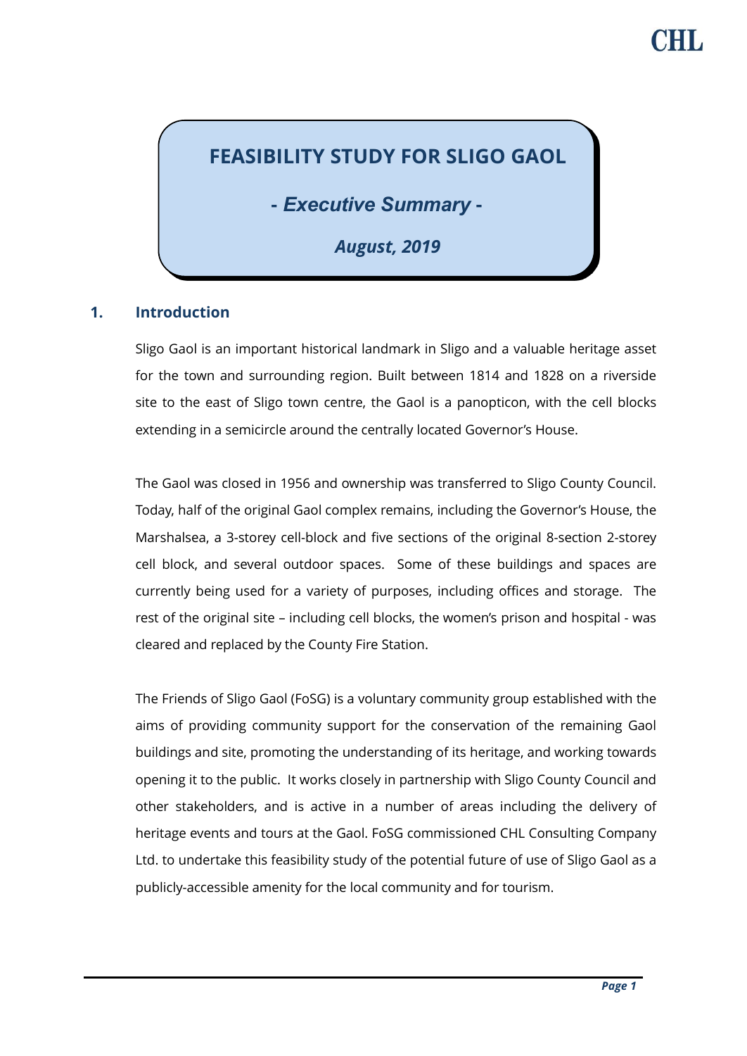# FEASIBILITY STUDY FOR SLIGO GAOL

## - *Executive Summary* -

***August, 2019***

## 1. Introduction

Sligo Gaol is an important historical landmark in Sligo and a valuable heritage asset for the town and surrounding region. Built between 1814 and 1828 on a riverside site to the east of Sligo town centre, the Gaol is a panopticon, with the cell blocks extending in a semicircle around the centrally located Governor's House.

The Gaol was closed in 1956 and ownership was transferred to Sligo County Council. Today, half of the original Gaol complex remains, including the Governor's House, the Marshalsea, a 3-storey cell-block and five sections of the original 8-section 2-storey cell block, and several outdoor spaces. Some of these buildings and spaces are currently being used for a variety of purposes, including offices and storage. The rest of the original site – including cell blocks, the women's prison and hospital - was cleared and replaced by the County Fire Station.

The Friends of Sligo Gaol (FoSG) is a voluntary community group established with the aims of providing community support for the conservation of the remaining Gaol buildings and site, promoting the understanding of its heritage, and working towards opening it to the public. It works closely in partnership with Sligo County Council and other stakeholders, and is active in a number of areas including the delivery of heritage events and tours at the Gaol. FoSG commissioned CHL Consulting Company Ltd. to undertake this feasibility study of the potential future of use of Sligo Gaol as a publicly-accessible amenity for the local community and for tourism.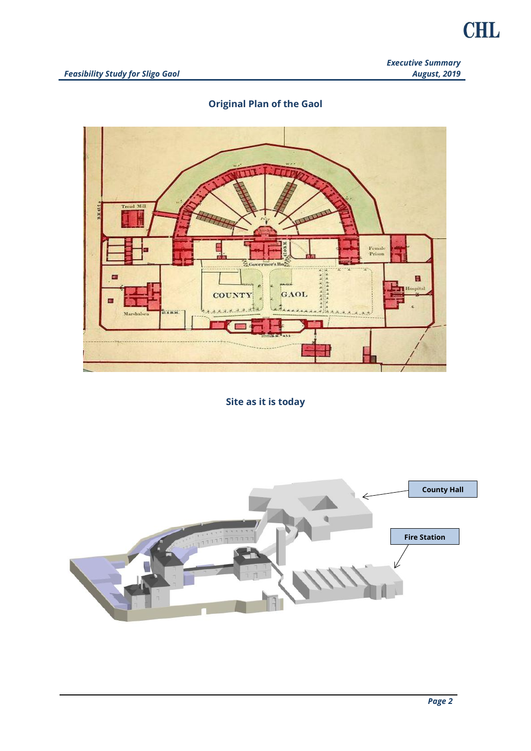## Original Plan of the Gaol

## Site as it is today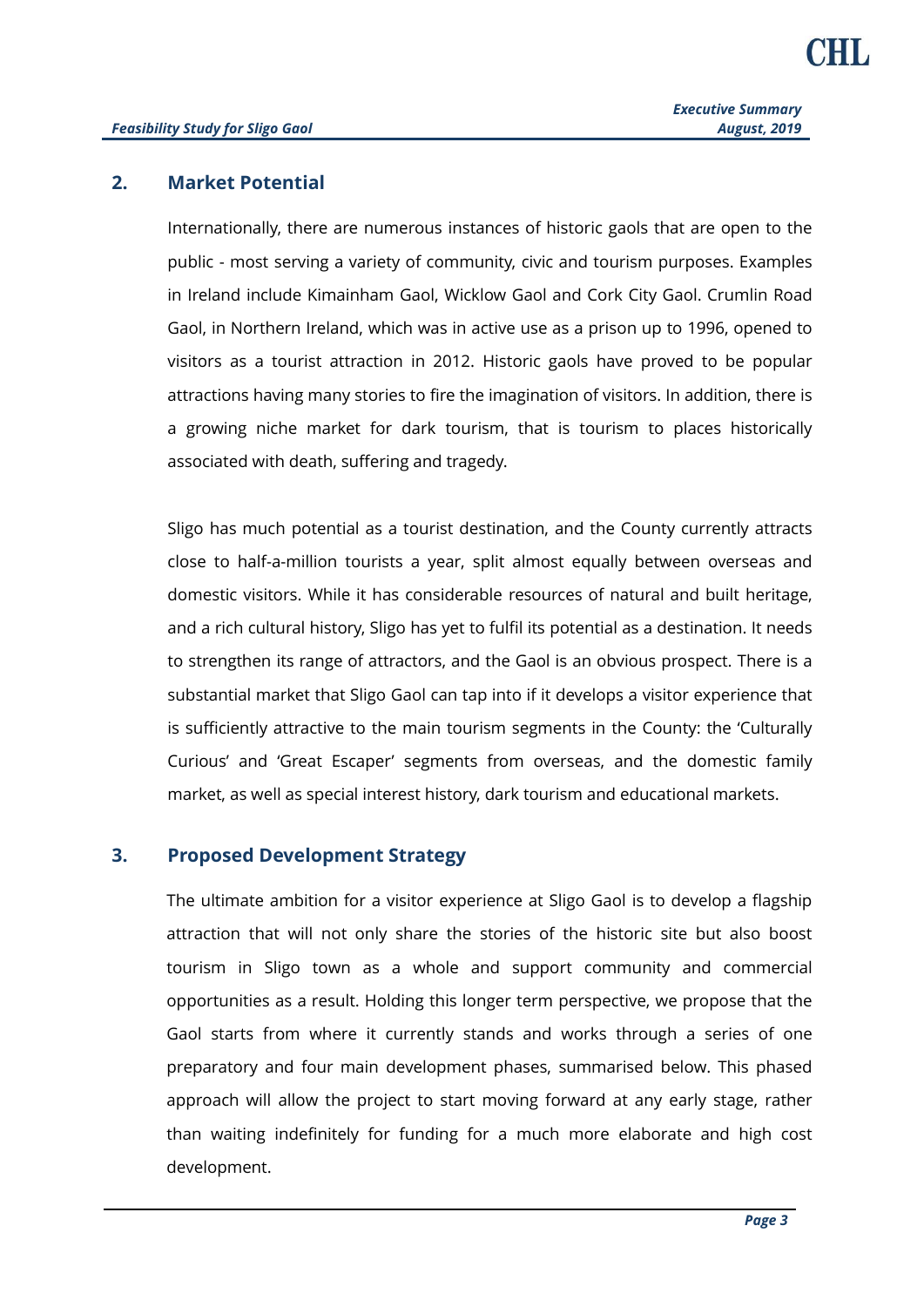## 2. Market Potential

Internationally, there are numerous instances of historic gaols that are open to the public - most serving a variety of community, civic and tourism purposes. Examples in Ireland include Kimainham Gaol, Wicklow Gaol and Cork City Gaol. Crumlin Road Gaol, in Northern Ireland, which was in active use as a prison up to 1996, opened to visitors as a tourist attraction in 2012. Historic gaols have proved to be popular attractions having many stories to fire the imagination of visitors. In addition, there is a growing niche market for dark tourism, that is tourism to places historically associated with death, suffering and tragedy.

Sligo has much potential as a tourist destination, and the County currently attracts close to half-a-million tourists a year, split almost equally between overseas and domestic visitors. While it has considerable resources of natural and built heritage, and a rich cultural history, Sligo has yet to fulfil its potential as a destination. It needs to strengthen its range of attractors, and the Gaol is an obvious prospect. There is a substantial market that Sligo Gaol can tap into if it develops a visitor experience that is sufficiently attractive to the main tourism segments in the County: the 'Culturally Curious' and 'Great Escaper' segments from overseas, and the domestic family market, as well as special interest history, dark tourism and educational markets.

## 3. Proposed Development Strategy

The ultimate ambition for a visitor experience at Sligo Gaol is to develop a flagship attraction that will not only share the stories of the historic site but also boost tourism in Sligo town as a whole and support community and commercial opportunities as a result. Holding this longer term perspective, we propose that the Gaol starts from where it currently stands and works through a series of one preparatory and four main development phases, summarised below. This phased approach will allow the project to start moving forward at any early stage, rather than waiting indefinitely for funding for a much more elaborate and high cost development.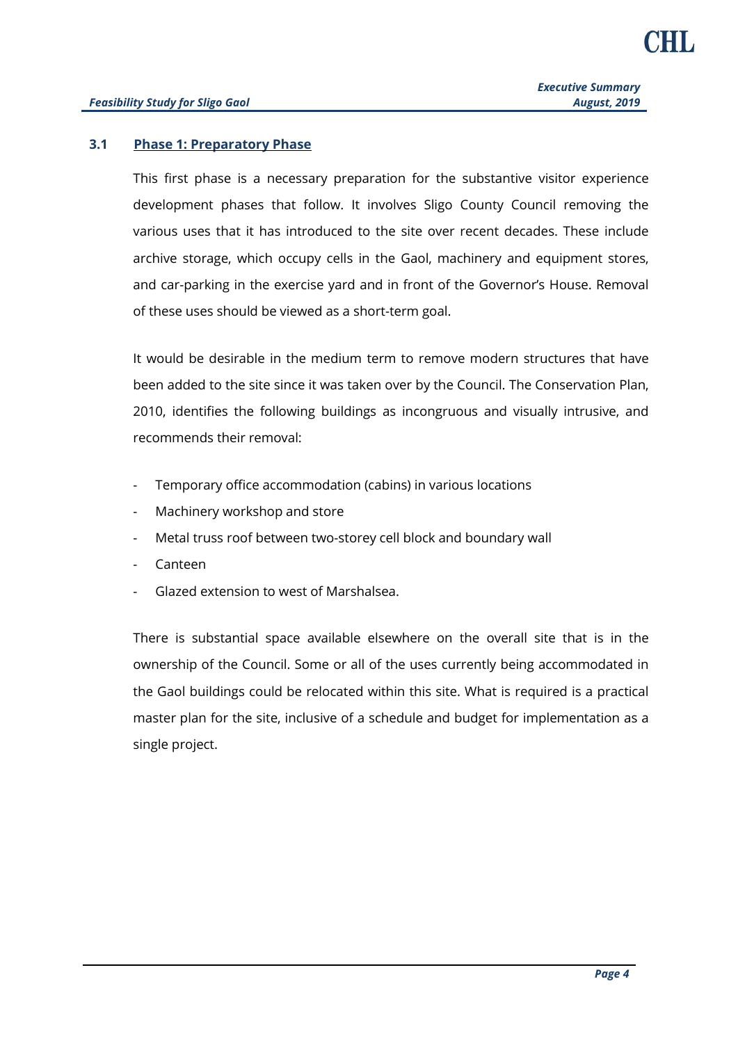### 3.1 Phase 1: Preparatory Phase

This first phase is a necessary preparation for the substantive visitor experience development phases that follow. It involves Sligo County Council removing the various uses that it has introduced to the site over recent decades. These include archive storage, which occupy cells in the Gaol, machinery and equipment stores, and car-parking in the exercise yard and in front of the Governor's House. Removal of these uses should be viewed as a short-term goal.

It would be desirable in the medium term to remove modern structures that have been added to the site since it was taken over by the Council. The Conservation Plan, 2010, identifies the following buildings as incongruous and visually intrusive, and recommends their removal:

- Temporary office accommodation (cabins) in various locations
- Machinery workshop and store
- Metal truss roof between two-storey cell block and boundary wall
- Canteen
- Glazed extension to west of Marshalsea.

There is substantial space available elsewhere on the overall site that is in the ownership of the Council. Some or all of the uses currently being accommodated in the Gaol buildings could be relocated within this site. What is required is a practical master plan for the site, inclusive of a schedule and budget for implementation as a single project.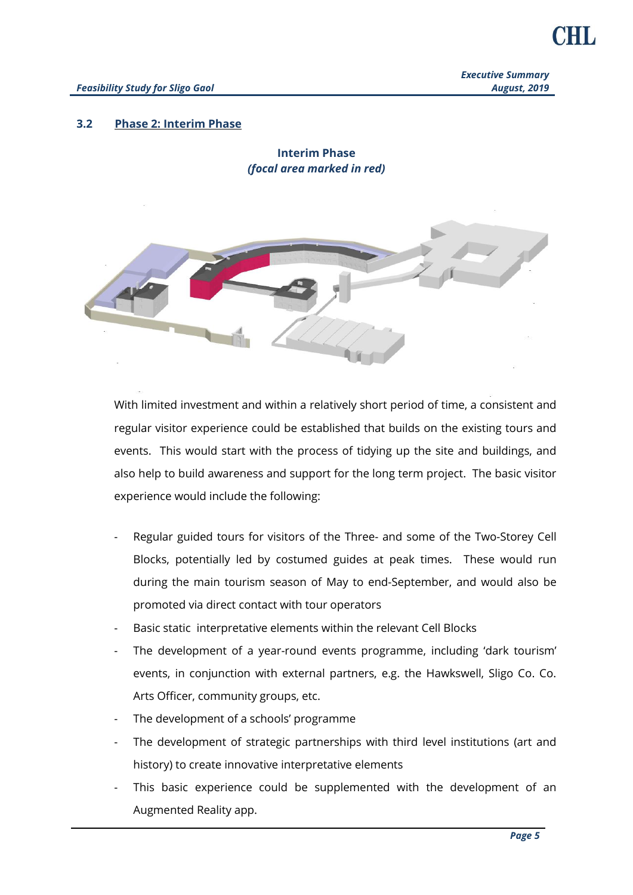### 3.2 Phase 2: Interim Phase

**Interim Phase**
***(focal area marked in red)***

With limited investment and within a relatively short period of time, a consistent and regular visitor experience could be established that builds on the existing tours and events. This would start with the process of tidying up the site and buildings, and also help to build awareness and support for the long term project. The basic visitor experience would include the following:

- Regular guided tours for visitors of the Three- and some of the Two-Storey Cell Blocks, potentially led by costumed guides at peak times. These would run during the main tourism season of May to end-September, and would also be promoted via direct contact with tour operators
- Basic static interpretative elements within the relevant Cell Blocks
- The development of a year-round events programme, including 'dark tourism' events, in conjunction with external partners, e.g. the Hawkswell, Sligo Co. Co. Arts Officer, community groups, etc.
- The development of a schools' programme
- The development of strategic partnerships with third level institutions (art and history) to create innovative interpretative elements
- This basic experience could be supplemented with the development of an Augmented Reality app.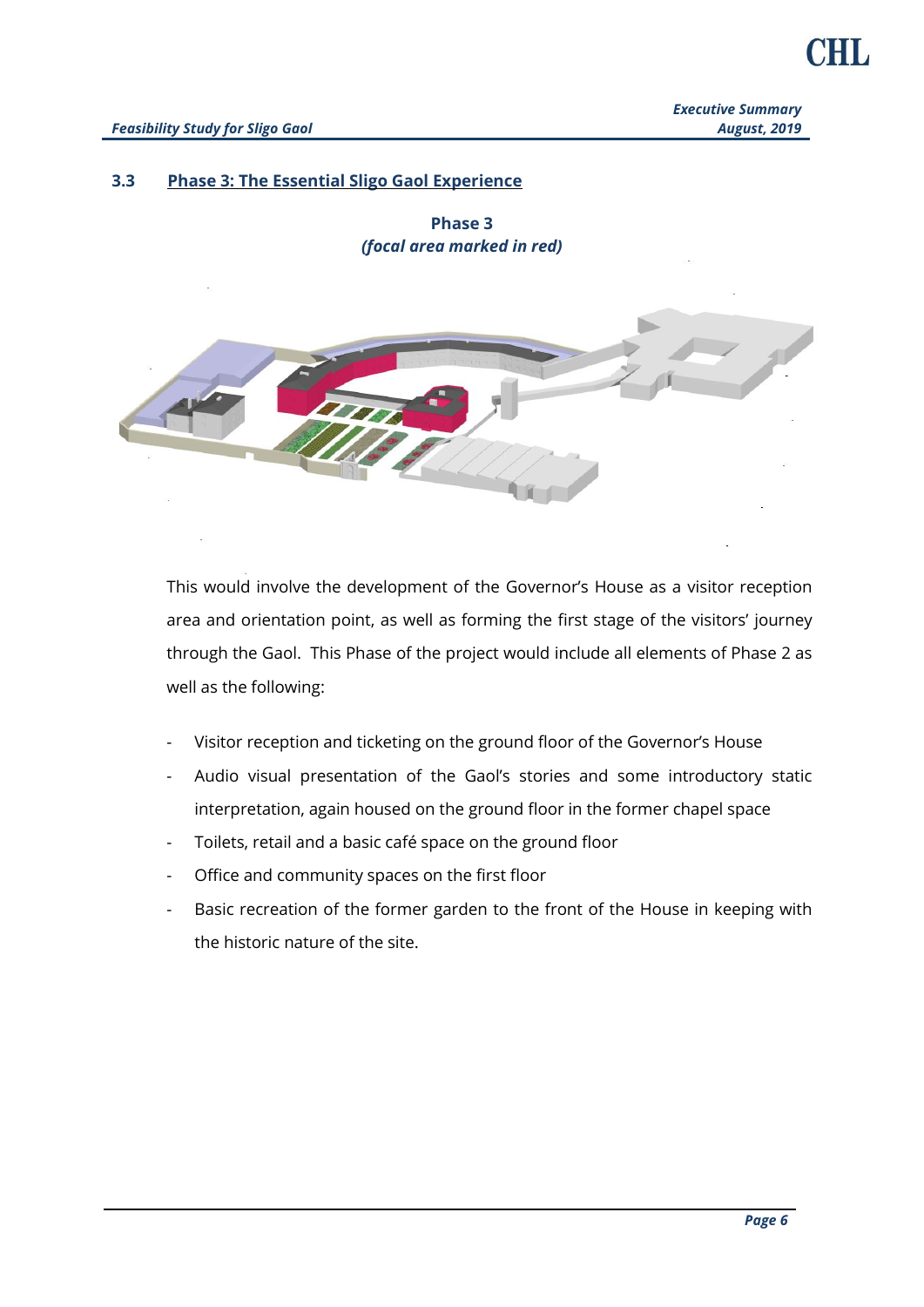## 3.3 Phase 3: The Essential Sligo Gaol Experience

**Phase 3**
***(focal area marked in red)***

This would involve the development of the Governor's House as a visitor reception area and orientation point, as well as forming the first stage of the visitors' journey through the Gaol. This Phase of the project would include all elements of Phase 2 as well as the following:

- Visitor reception and ticketing on the ground floor of the Governor's House
- Audio visual presentation of the Gaol's stories and some introductory static interpretation, again housed on the ground floor in the former chapel space
- Toilets, retail and a basic café space on the ground floor
- Office and community spaces on the first floor
- Basic recreation of the former garden to the front of the House in keeping with the historic nature of the site.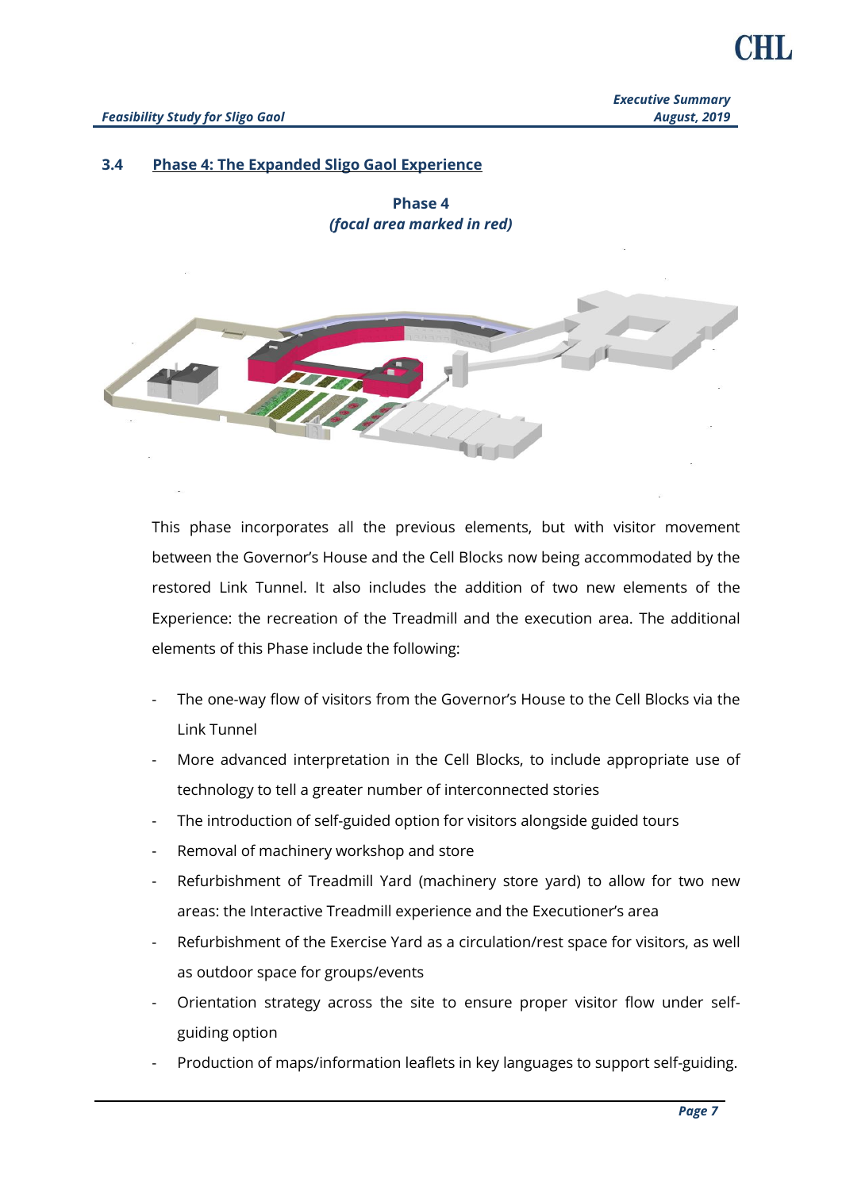## 3.4 Phase 4: The Expanded Sligo Gaol Experience

**Phase 4**
***(focal area marked in red)***

This phase incorporates all the previous elements, but with visitor movement between the Governor's House and the Cell Blocks now being accommodated by the restored Link Tunnel. It also includes the addition of two new elements of the Experience: the recreation of the Treadmill and the execution area. The additional elements of this Phase include the following:

- The one-way flow of visitors from the Governor's House to the Cell Blocks via the Link Tunnel
- More advanced interpretation in the Cell Blocks, to include appropriate use of technology to tell a greater number of interconnected stories
- The introduction of self-guided option for visitors alongside guided tours
- Removal of machinery workshop and store
- Refurbishment of Treadmill Yard (machinery store yard) to allow for two new areas: the Interactive Treadmill experience and the Executioner's area
- Refurbishment of the Exercise Yard as a circulation/rest space for visitors, as well as outdoor space for groups/events
- Orientation strategy across the site to ensure proper visitor flow under self-guiding option
- Production of maps/information leaflets in key languages to support self-guiding.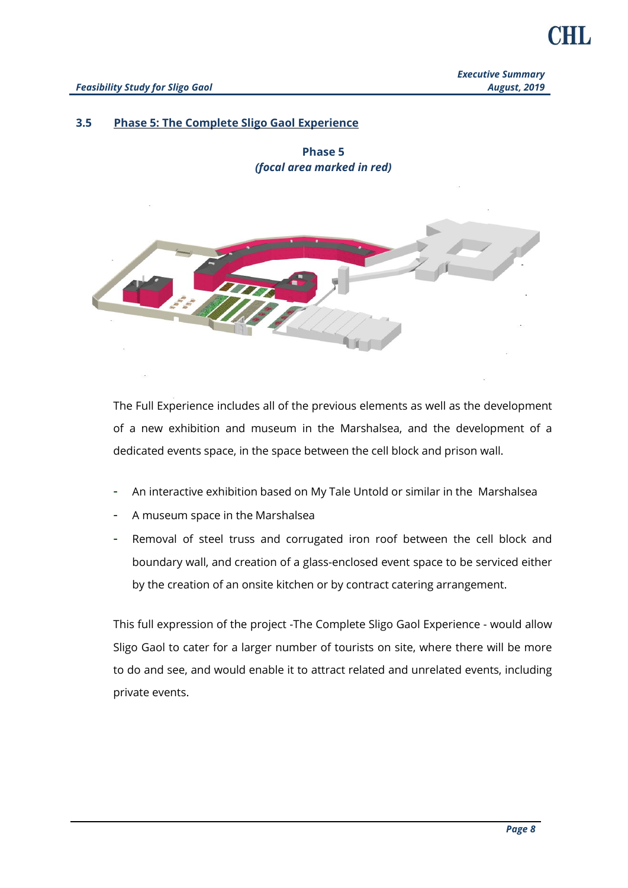### 3.5 Phase 5: The Complete Sligo Gaol Experience

**Phase 5**
***(focal area marked in red)***

The Full Experience includes all of the previous elements as well as the development of a new exhibition and museum in the Marshalsea, and the development of a dedicated events space, in the space between the cell block and prison wall.

- An interactive exhibition based on My Tale Untold or similar in the Marshalsea
- A museum space in the Marshalsea
- Removal of steel truss and corrugated iron roof between the cell block and boundary wall, and creation of a glass-enclosed event space to be serviced either by the creation of an onsite kitchen or by contract catering arrangement.

This full expression of the project -The Complete Sligo Gaol Experience - would allow Sligo Gaol to cater for a larger number of tourists on site, where there will be more to do and see, and would enable it to attract related and unrelated events, including private events.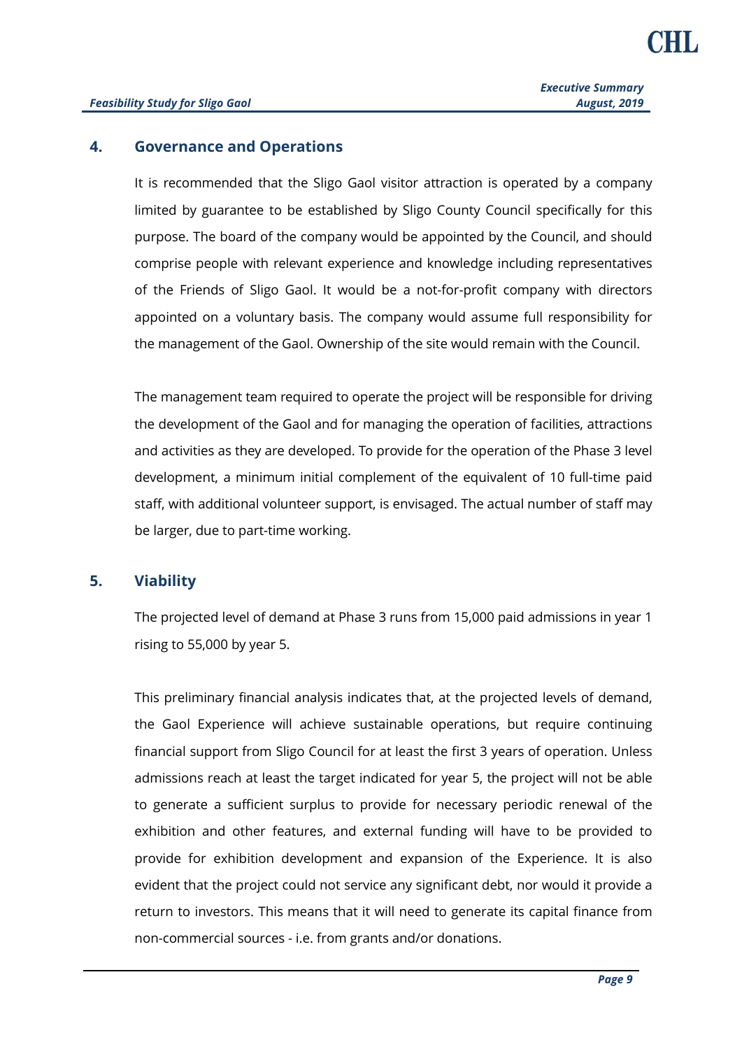## 4. Governance and Operations

It is recommended that the Sligo Gaol visitor attraction is operated by a company limited by guarantee to be established by Sligo County Council specifically for this purpose. The board of the company would be appointed by the Council, and should comprise people with relevant experience and knowledge including representatives of the Friends of Sligo Gaol. It would be a not-for-profit company with directors appointed on a voluntary basis. The company would assume full responsibility for the management of the Gaol. Ownership of the site would remain with the Council.

The management team required to operate the project will be responsible for driving the development of the Gaol and for managing the operation of facilities, attractions and activities as they are developed. To provide for the operation of the Phase 3 level development, a minimum initial complement of the equivalent of 10 full-time paid staff, with additional volunteer support, is envisaged. The actual number of staff may be larger, due to part-time working.

## 5. Viability

The projected level of demand at Phase 3 runs from 15,000 paid admissions in year 1 rising to 55,000 by year 5.

This preliminary financial analysis indicates that, at the projected levels of demand, the Gaol Experience will achieve sustainable operations, but require continuing financial support from Sligo Council for at least the first 3 years of operation. Unless admissions reach at least the target indicated for year 5, the project will not be able to generate a sufficient surplus to provide for necessary periodic renewal of the exhibition and other features, and external funding will have to be provided to provide for exhibition development and expansion of the Experience. It is also evident that the project could not service any significant debt, nor would it provide a return to investors. This means that it will need to generate its capital finance from non-commercial sources - i.e. from grants and/or donations.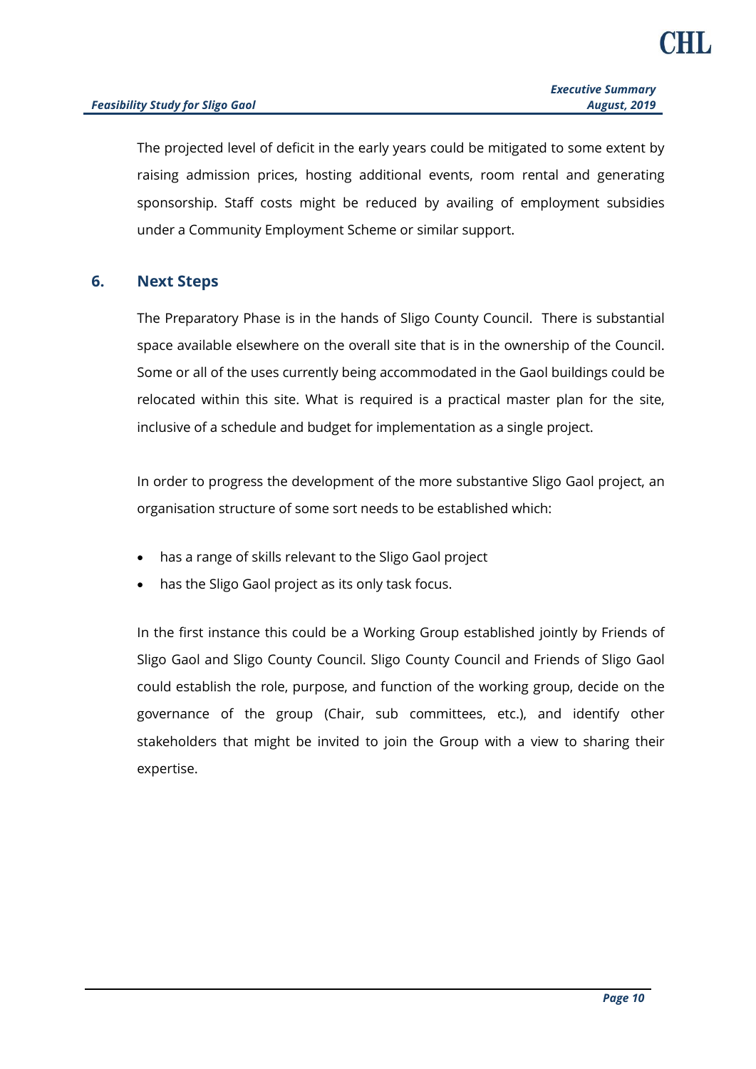The projected level of deficit in the early years could be mitigated to some extent by raising admission prices, hosting additional events, room rental and generating sponsorship. Staff costs might be reduced by availing of employment subsidies under a Community Employment Scheme or similar support.

## 6. Next Steps

The Preparatory Phase is in the hands of Sligo County Council. There is substantial space available elsewhere on the overall site that is in the ownership of the Council. Some or all of the uses currently being accommodated in the Gaol buildings could be relocated within this site. What is required is a practical master plan for the site, inclusive of a schedule and budget for implementation as a single project.

In order to progress the development of the more substantive Sligo Gaol project, an organisation structure of some sort needs to be established which:

- has a range of skills relevant to the Sligo Gaol project
- has the Sligo Gaol project as its only task focus.

In the first instance this could be a Working Group established jointly by Friends of Sligo Gaol and Sligo County Council. Sligo County Council and Friends of Sligo Gaol could establish the role, purpose, and function of the working group, decide on the governance of the group (Chair, sub committees, etc.), and identify other stakeholders that might be invited to join the Group with a view to sharing their expertise.